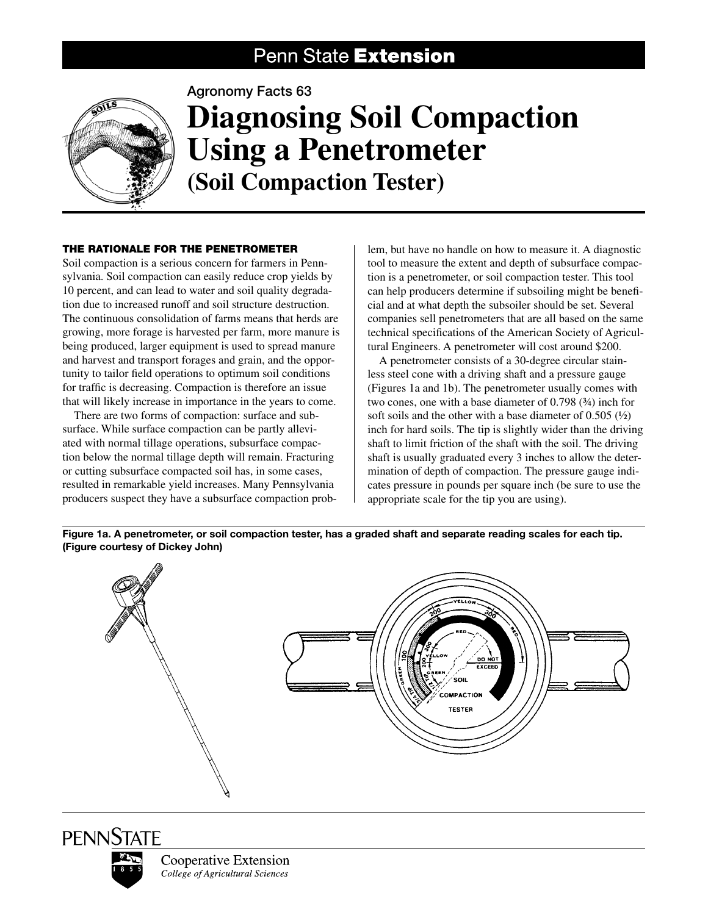# Diagnosing Soil Compaction Using a Penetrometer (Soil Compaction Tester)

Agronomy Facts 63

## THE RATIONALE FOR THE PENETROMETER

Soil compaction is a serious concern for farmers in Pennsylvania. Soil compaction can easily reduce crop yields by 10 percent, and can lead to water and soil quality degradation due to increased runoff and soil structure destruction. The continuous consolidation of farms means that herds are growing, more forage is harvested per farm, more manure is being produced, larger equipment is used to spread manure and harvest and transport forages and grain, and the opportunity to tailor field operations to optimum soil conditions for traffic is decreasing. Compaction is therefore an issue that will likely increase in importance in the years to come.

There are two forms of compaction: surface and subsurface. While surface compaction can be partly alleviated with normal tillage operations, subsurface compaction below the normal tillage depth will remain. Fracturing or cutting subsurface compacted soil has, in some cases, resulted in remarkable yield increases. Many Pennsylvania producers suspect they have a subsurface compaction problem, but have no handle on how to measure it. A diagnostic tool to measure the extent and depth of subsurface compaction is a penetrometer, or soil compaction tester. This tool can help producers determine if subsoiling might be beneficial and at what depth the subsoiler should be set. Several companies sell penetrometers that are all based on the same technical specifications of the American Society of Agricultural Engineers. A penetrometer will cost around $200.

A penetrometer consists of a 30-degree circular stainless steel cone with a driving shaft and a pressure gauge (Figures 1a and 1b). The penetrometer usually comes with two cones, one with a base diameter of 0.798 (¾) inch for soft soils and the other with a base diameter of 0.505 (½) inch for hard soils. The tip is slightly wider than the driving shaft to limit friction of the shaft with the soil. The driving shaft is usually graduated every 3 inches to allow the determination of depth of compaction. The pressure gauge indicates pressure in pounds per square inch (be sure to use the appropriate scale for the tip you are using).

**Figure 1a. A penetrometer, or soil compaction tester, has a graded shaft and separate reading scales for each tip. (Figure courtesy of Dickey John)**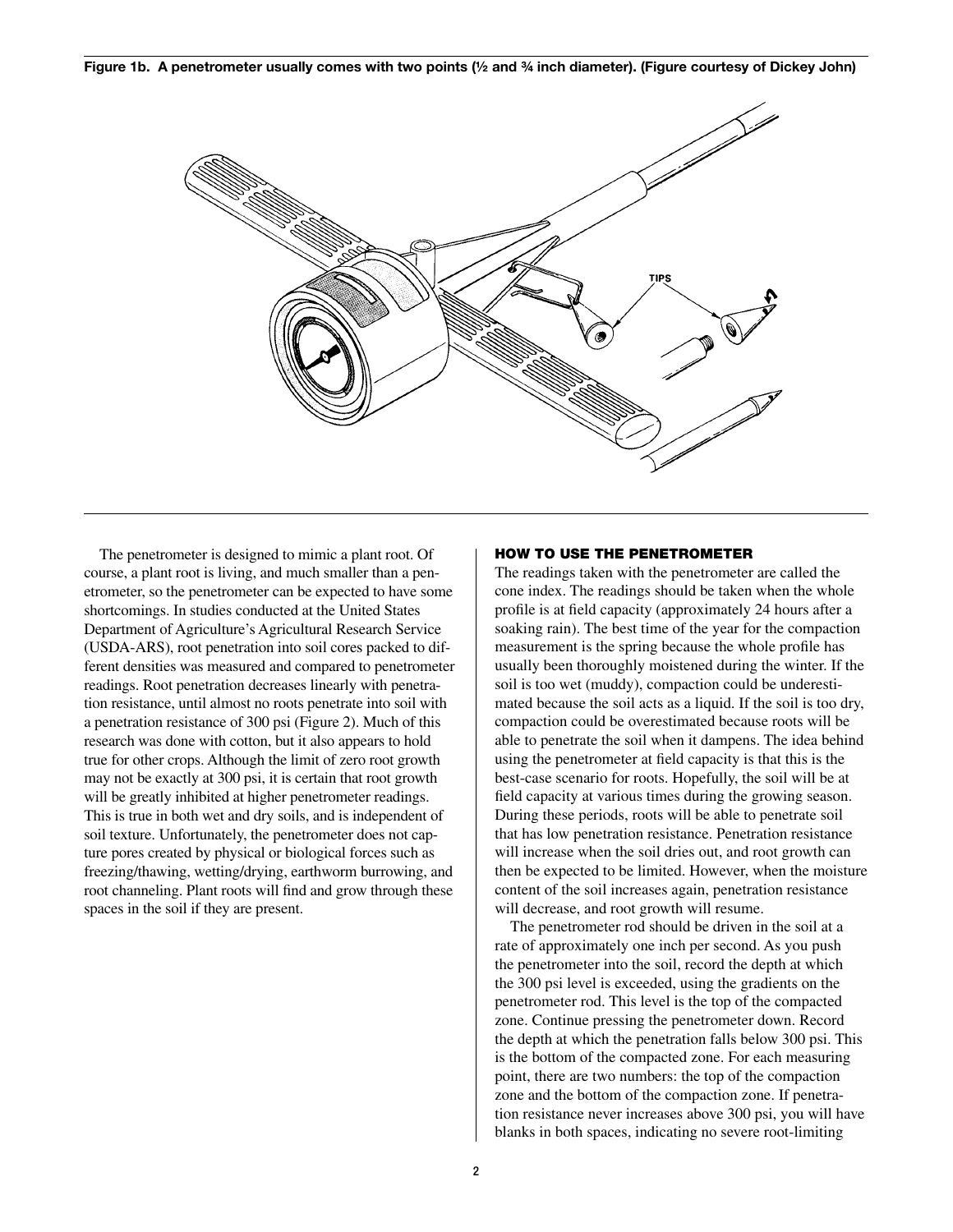**Figure 1b. A penetrometer usually comes with two points (½ and ¾ inch diameter). (Figure courtesy of Dickey John)**

The penetrometer is designed to mimic a plant root. Of course, a plant root is living, and much smaller than a penetrometer, so the penetrometer can be expected to have some shortcomings. In studies conducted at the United States Department of Agriculture's Agricultural Research Service (USDA-ARS), root penetration into soil cores packed to different densities was measured and compared to penetrometer readings. Root penetration decreases linearly with penetration resistance, until almost no roots penetrate into soil with a penetration resistance of 300 psi (Figure 2). Much of this research was done with cotton, but it also appears to hold true for other crops. Although the limit of zero root growth may not be exactly at 300 psi, it is certain that root growth will be greatly inhibited at higher penetrometer readings. This is true in both wet and dry soils, and is independent of soil texture. Unfortunately, the penetrometer does not capture pores created by physical or biological forces such as freezing/thawing, wetting/drying, earthworm burrowing, and root channeling. Plant roots will find and grow through these spaces in the soil if they are present.

## HOW TO USE THE PENETROMETER

The readings taken with the penetrometer are called the cone index. The readings should be taken when the whole profile is at field capacity (approximately 24 hours after a soaking rain). The best time of the year for the compaction measurement is the spring because the whole profile has usually been thoroughly moistened during the winter. If the soil is too wet (muddy), compaction could be underestimated because the soil acts as a liquid. If the soil is too dry, compaction could be overestimated because roots will be able to penetrate the soil when it dampens. The idea behind using the penetrometer at field capacity is that this is the best-case scenario for roots. Hopefully, the soil will be at field capacity at various times during the growing season. During these periods, roots will be able to penetrate soil that has low penetration resistance. Penetration resistance will increase when the soil dries out, and root growth can then be expected to be limited. However, when the moisture content of the soil increases again, penetration resistance will decrease, and root growth will resume.

The penetrometer rod should be driven in the soil at a rate of approximately one inch per second. As you push the penetrometer into the soil, record the depth at which the 300 psi level is exceeded, using the gradients on the penetrometer rod. This level is the top of the compacted zone. Continue pressing the penetrometer down. Record the depth at which the penetration falls below 300 psi. This is the bottom of the compacted zone. For each measuring point, there are two numbers: the top of the compaction zone and the bottom of the compaction zone. If penetration resistance never increases above 300 psi, you will have blanks in both spaces, indicating no severe root-limiting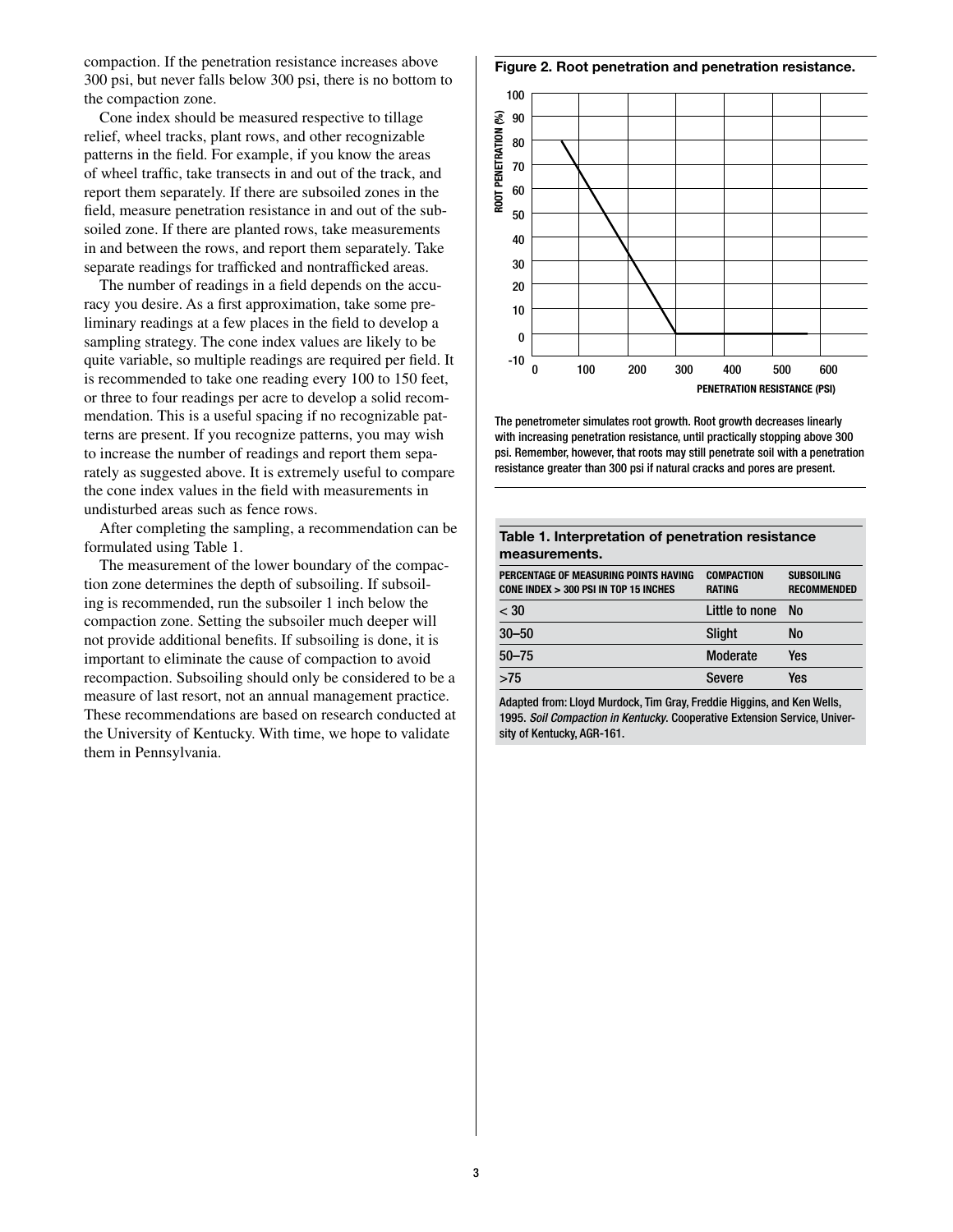compaction. If the penetration resistance increases above 300 psi, but never falls below 300 psi, there is no bottom to the compaction zone.

Cone index should be measured respective to tillage relief, wheel tracks, plant rows, and other recognizable patterns in the field. For example, if you know the areas of wheel traffic, take transects in and out of the track, and report them separately. If there are subsoiled zones in the field, measure penetration resistance in and out of the subsoiled zone. If there are planted rows, take measurements in and between the rows, and report them separately. Take separate readings for trafficked and nontrafficked areas.

The number of readings in a field depends on the accuracy you desire. As a first approximation, take some preliminary readings at a few places in the field to develop a sampling strategy. The cone index values are likely to be quite variable, so multiple readings are required per field. It is recommended to take one reading every 100 to 150 feet, or three to four readings per acre to develop a solid recommendation. This is a useful spacing if no recognizable patterns are present. If you recognize patterns, you may wish to increase the number of readings and report them separately as suggested above. It is extremely useful to compare the cone index values in the field with measurements in undisturbed areas such as fence rows.

After completing the sampling, a recommendation can be formulated using Table 1.

The measurement of the lower boundary of the compaction zone determines the depth of subsoiling. If subsoiling is recommended, run the subsoiler 1 inch below the compaction zone. Setting the subsoiler much deeper will not provide additional benefits. If subsoiling is done, it is important to eliminate the cause of compaction to avoid recompaction. Subsoiling should only be considered to be a measure of last resort, not an annual management practice. These recommendations are based on research conducted at the University of Kentucky. With time, we hope to validate them in Pennsylvania.

**Figure 2. Root penetration and penetration resistance.**

The penetrometer simulates root growth. Root growth decreases linearly with increasing penetration resistance, until practically stopping above 300 psi. Remember, however, that roots may still penetrate soil with a penetration resistance greater than 300 psi if natural cracks and pores are present.

**Table 1. Interpretation of penetration resistance measurements.**

| PERCENTAGE OF MEASURING POINTS HAVING CONE INDEX > 300 PSI IN TOP 15 INCHES | COMPACTION RATING | SUBSOILING RECOMMENDED |
|---|---|---|
| < 30 | Little to none | No |
| 30–50 | Slight | No |
| 50–75 | Moderate | Yes |
| >75 | Severe | Yes |

Adapted from: Lloyd Murdock, Tim Gray, Freddie Higgins, and Ken Wells, 1995. *Soil Compaction in Kentucky*. Cooperative Extension Service, University of Kentucky, AGR-161.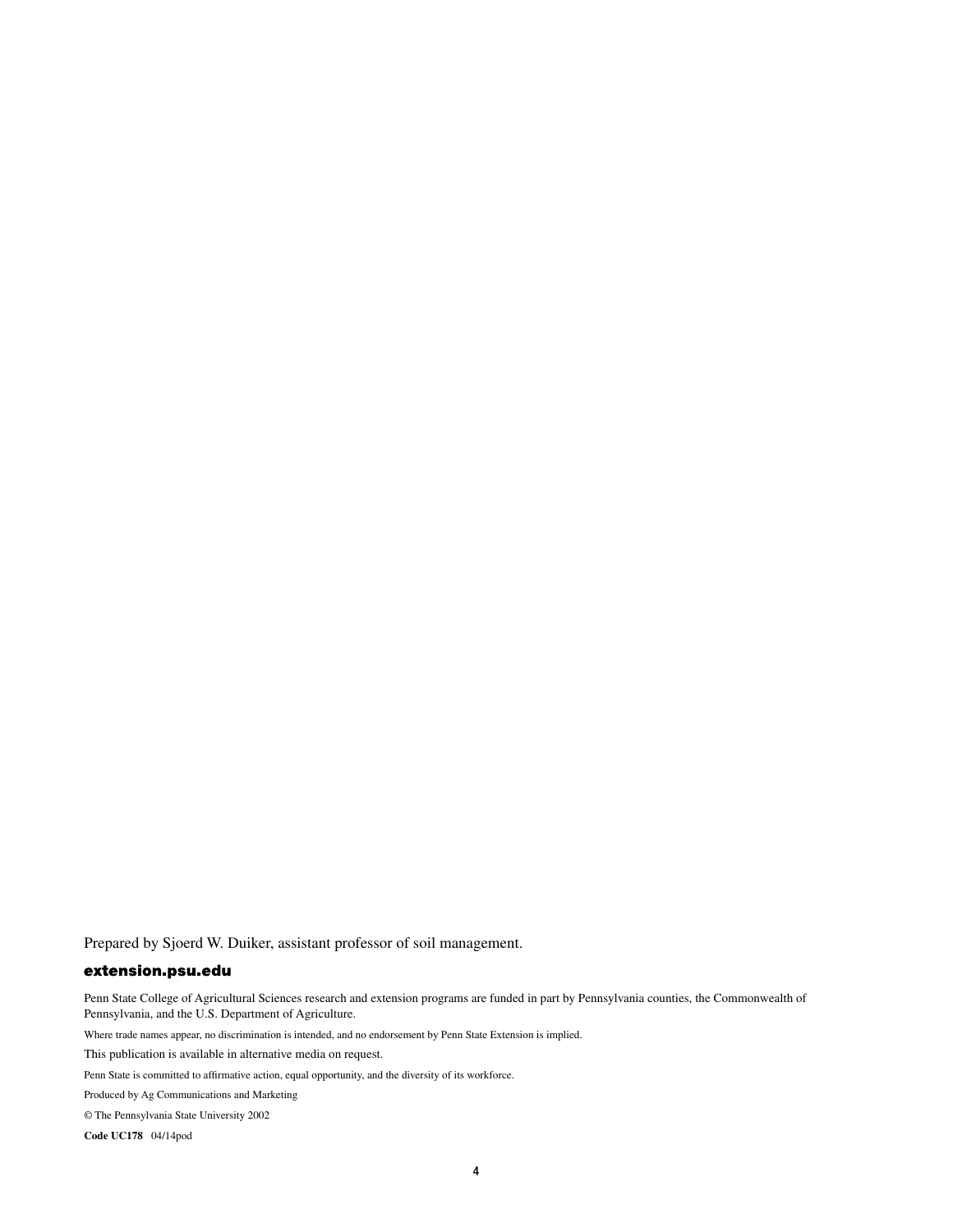Prepared by Sjoerd W. Duiker, assistant professor of soil management.

**extension.psu.edu**

Penn State College of Agricultural Sciences research and extension programs are funded in part by Pennsylvania counties, the Commonwealth of Pennsylvania, and the U.S. Department of Agriculture.

Where trade names appear, no discrimination is intended, and no endorsement by Penn State Extension is implied.

This publication is available in alternative media on request.

Penn State is committed to affirmative action, equal opportunity, and the diversity of its workforce.

Produced by Ag Communications and Marketing

© The Pennsylvania State University 2002

**Code UC178** 04/14pod